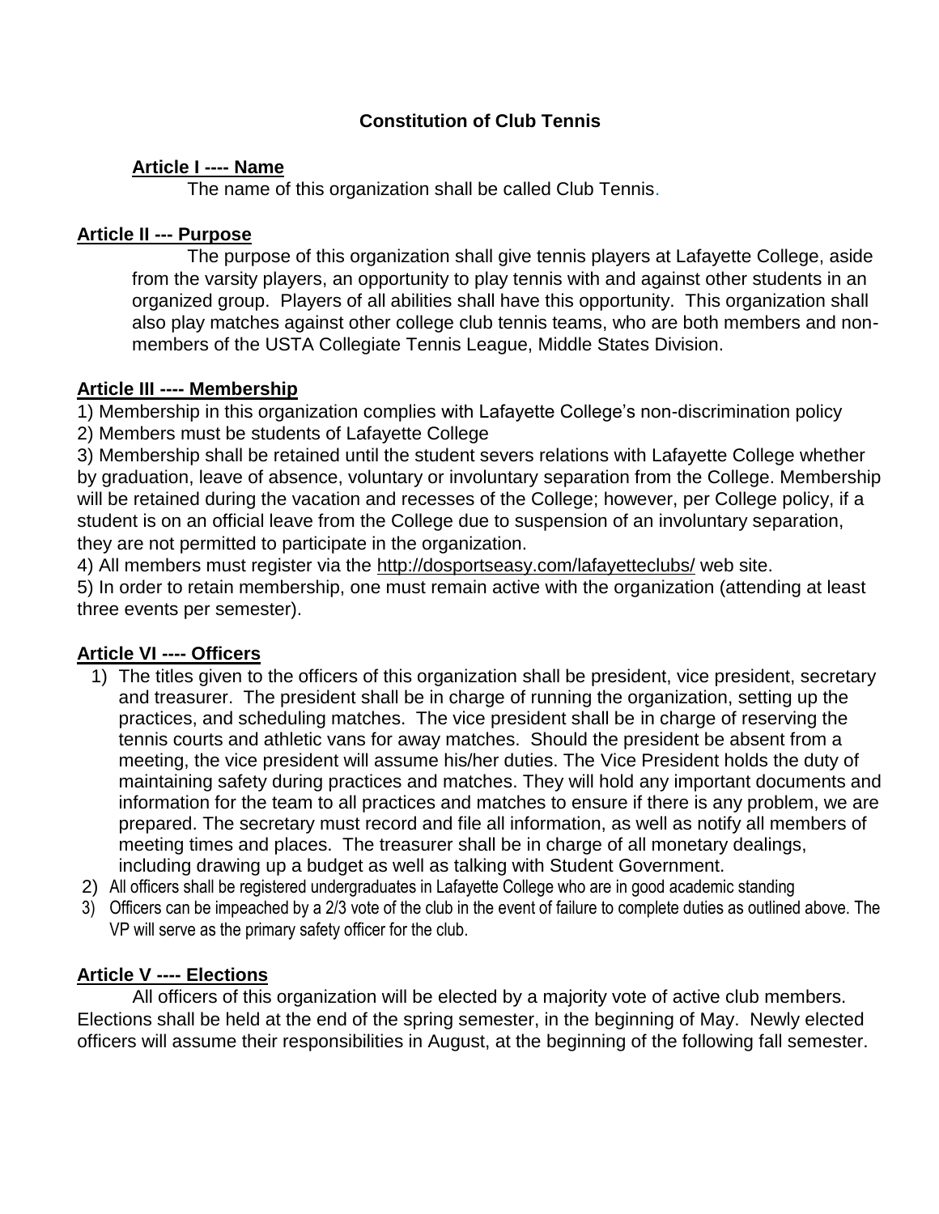# Constitution of Club Tennis

## Article I ---- Name

The name of this organization shall be called Club Tennis.

## Article II --- Purpose

The purpose of this organization shall give tennis players at Lafayette College, aside from the varsity players, an opportunity to play tennis with and against other students in an organized group. Players of all abilities shall have this opportunity. This organization shall also play matches against other college club tennis teams, who are both members and non-members of the USTA Collegiate Tennis League, Middle States Division.

## Article III ---- Membership

1) Membership in this organization complies with Lafayette College's non-discrimination policy
2) Members must be students of Lafayette College
3) Membership shall be retained until the student severs relations with Lafayette College whether by graduation, leave of absence, voluntary or involuntary separation from the College. Membership will be retained during the vacation and recesses of the College; however, per College policy, if a student is on an official leave from the College due to suspension of an involuntary separation, they are not permitted to participate in the organization.
4) All members must register via the http://dosportseasy.com/lafayetteclubs/ web site.
5) In order to retain membership, one must remain active with the organization (attending at least three events per semester).

## Article VI ---- Officers

1) The titles given to the officers of this organization shall be president, vice president, secretary and treasurer. The president shall be in charge of running the organization, setting up the practices, and scheduling matches. The vice president shall be in charge of reserving the tennis courts and athletic vans for away matches. Should the president be absent from a meeting, the vice president will assume his/her duties. The Vice President holds the duty of maintaining safety during practices and matches. They will hold any important documents and information for the team to all practices and matches to ensure if there is any problem, we are prepared. The secretary must record and file all information, as well as notify all members of meeting times and places. The treasurer shall be in charge of all monetary dealings, including drawing up a budget as well as talking with Student Government.
2) All officers shall be registered undergraduates in Lafayette College who are in good academic standing
3) Officers can be impeached by a 2/3 vote of the club in the event of failure to complete duties as outlined above. The VP will serve as the primary safety officer for the club.

## Article V ---- Elections

All officers of this organization will be elected by a majority vote of active club members. Elections shall be held at the end of the spring semester, in the beginning of May. Newly elected officers will assume their responsibilities in August, at the beginning of the following fall semester.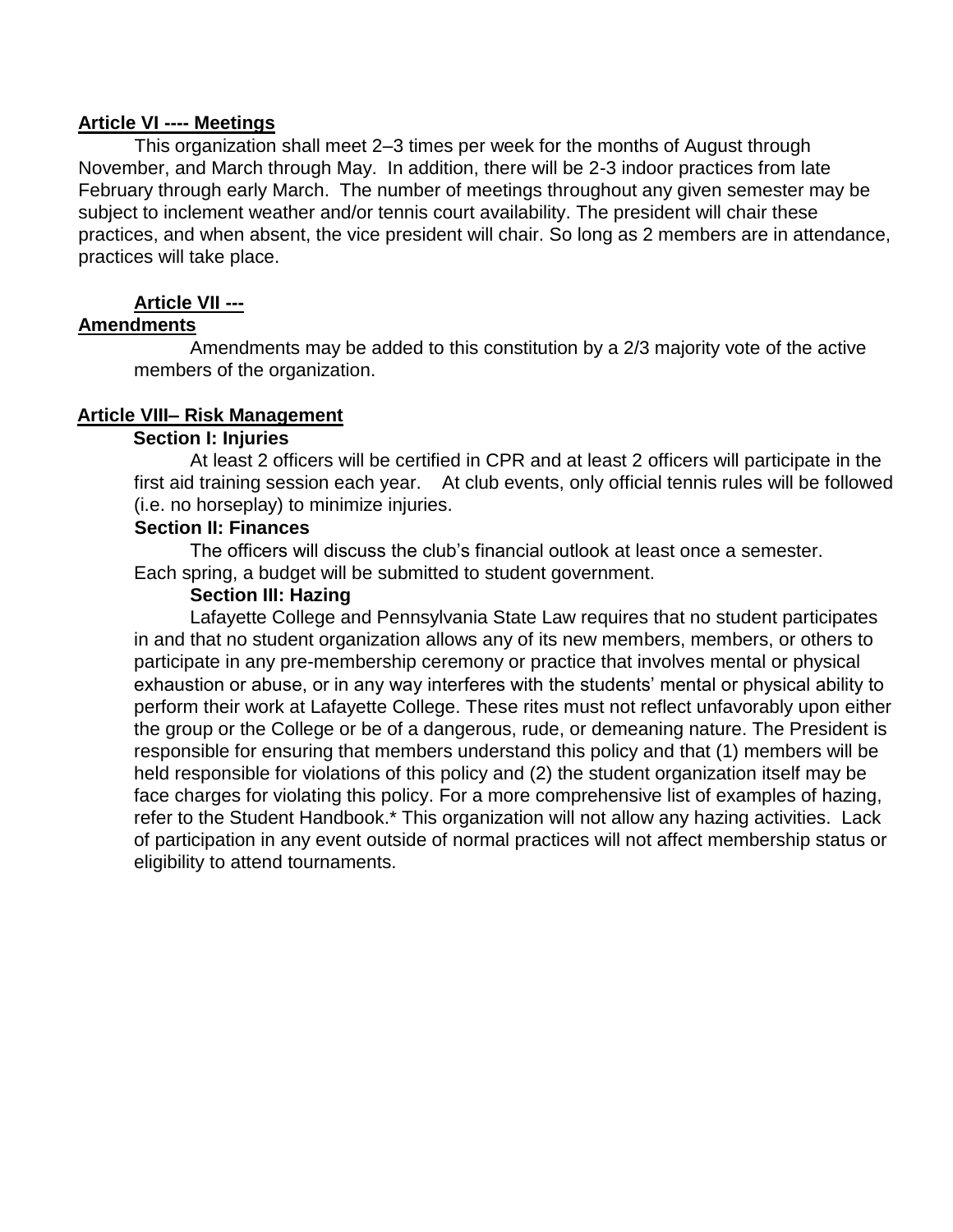**Article VI ---- Meetings**

This organization shall meet 2–3 times per week for the months of August through November, and March through May. In addition, there will be 2-3 indoor practices from late February through early March. The number of meetings throughout any given semester may be subject to inclement weather and/or tennis court availability. The president will chair these practices, and when absent, the vice president will chair. So long as 2 members are in attendance, practices will take place.

**Article VII --- Amendments**

Amendments may be added to this constitution by a 2/3 majority vote of the active members of the organization.

**Article VIII– Risk Management**

**Section I: Injuries**

At least 2 officers will be certified in CPR and at least 2 officers will participate in the first aid training session each year. At club events, only official tennis rules will be followed (i.e. no horseplay) to minimize injuries.

**Section II: Finances**

The officers will discuss the club's financial outlook at least once a semester. Each spring, a budget will be submitted to student government.

**Section III: Hazing**

Lafayette College and Pennsylvania State Law requires that no student participates in and that no student organization allows any of its new members, members, or others to participate in any pre-membership ceremony or practice that involves mental or physical exhaustion or abuse, or in any way interferes with the students' mental or physical ability to perform their work at Lafayette College. These rites must not reflect unfavorably upon either the group or the College or be of a dangerous, rude, or demeaning nature. The President is responsible for ensuring that members understand this policy and that (1) members will be held responsible for violations of this policy and (2) the student organization itself may be face charges for violating this policy. For a more comprehensive list of examples of hazing, refer to the Student Handbook.* This organization will not allow any hazing activities. Lack of participation in any event outside of normal practices will not affect membership status or eligibility to attend tournaments.